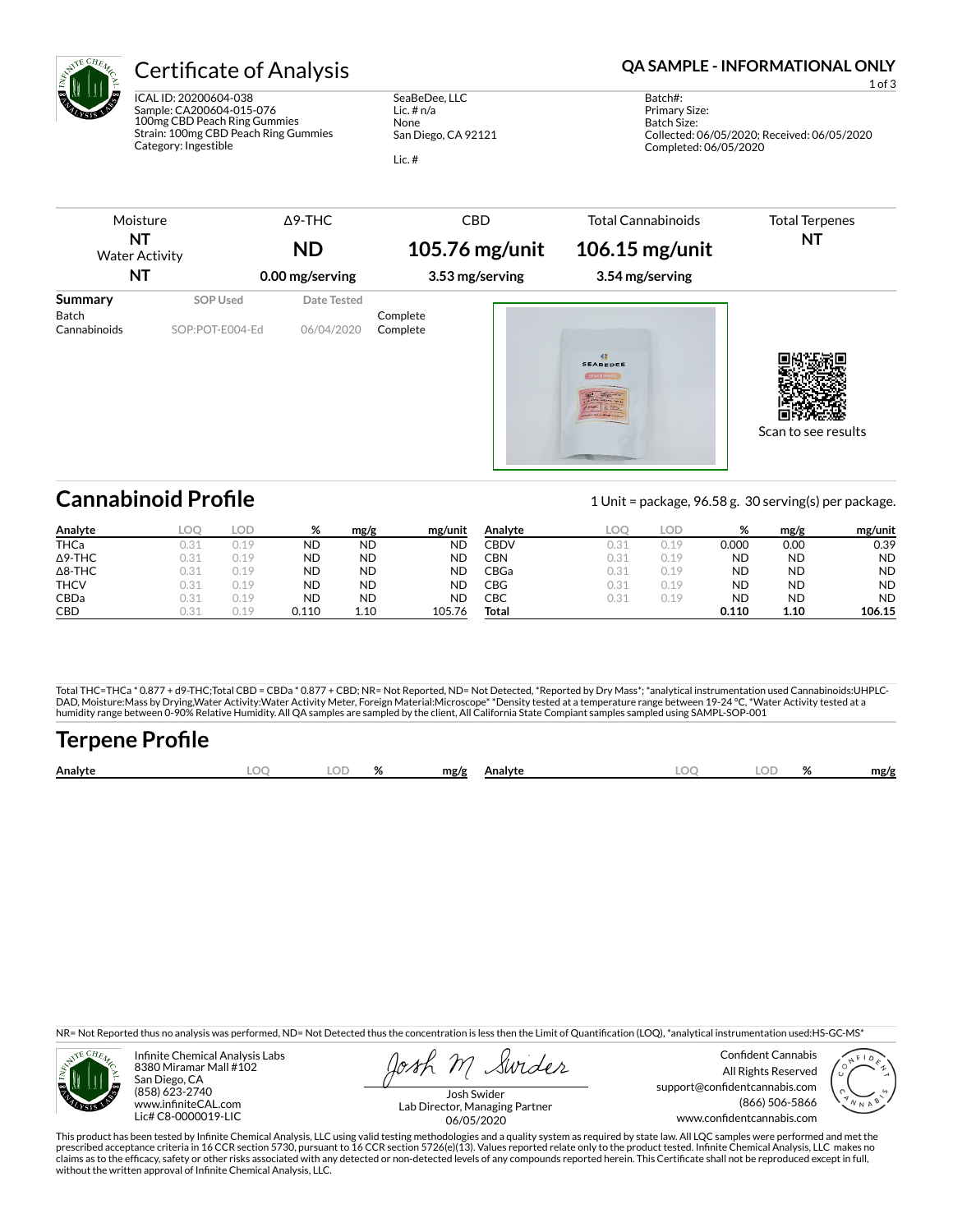# Certificate of Analysis

**QA SAMPLE - INFORMATIONAL ONLY**

ICAL ID: 20200604-038
Sample: CA200604-015-076
100mg CBD Peach Ring Gummies
Strain: 100mg CBD Peach Ring Gummies
Category: Ingestible

SeaBeDee, LLC
Lic. # n/a
None
San Diego, CA 92121

Lic. #

Batch#:
Primary Size:
Batch Size:
Collected: 06/05/2020; Received: 06/05/2020
Completed: 06/05/2020

| Moisture | Δ9-THC | CBD | Total Cannabinoids | Total Terpenes |
|---|---|---|---|---|
| **NT** | **ND** | **105.76 mg/unit** | **106.15 mg/unit** | **NT** |
| Water Activity **NT** | **0.00 mg/serving** | **3.53 mg/serving** | **3.54 mg/serving** | |

| Summary | SOP Used | Date Tested | |
|---|---|---|---|
| Batch | | | Complete |
| Cannabinoids | SOP:POT-E004-Ed | 06/04/2020 | Complete |

Scan to see results

## Cannabinoid Profile

1 Unit = package, 96.58 g. 30 serving(s) per package.

| Analyte | LOQ | LOD | % | mg/g | mg/unit |
|---|---|---|---|---|---|
| THCa | 0.31 | 0.19 | ND | ND | ND |
| Δ9-THC | 0.31 | 0.19 | ND | ND | ND |
| Δ8-THC | 0.31 | 0.19 | ND | ND | ND |
| THCV | 0.31 | 0.19 | ND | ND | ND |
| CBDa | 0.31 | 0.19 | ND | ND | ND |
| CBD | 0.31 | 0.19 | 0.110 | 1.10 | 105.76 |
| CBDV | 0.31 | 0.19 | 0.000 | 0.00 | 0.39 |
| CBN | 0.31 | 0.19 | ND | ND | ND |
| CBGa | 0.31 | 0.19 | ND | ND | ND |
| CBG | 0.31 | 0.19 | ND | ND | ND |
| CBC | 0.31 | 0.19 | ND | ND | ND |
| **Total** | | | **0.110** | **1.10** | **106.15** |

Total THC=THCa * 0.877 + d9-THC;Total CBD = CBDa * 0.877 + CBD; NR= Not Reported, ND= Not Detected, *Reported by Dry Mass*; *analytical instrumentation used Cannabinoids:UHPLC-DAD, Moisture:Mass by Drying,Water Activity:Water Activity Meter, Foreign Material:Microscope* *Density tested at a temperature range between 19-24 °C, *Water Activity tested at a humidity range between 0-90% Relative Humidity. All QA samples are sampled by the client, All California State Compiant samples sampled using SAMPL-SOP-001

## Terpene Profile

| Analyte | LOQ | LOD | % | mg/g | Analyte | LOQ | LOD | % | mg/g |
|---|---|---|---|---|---|---|---|---|---|

NR= Not Reported thus no analysis was performed, ND= Not Detected thus the concentration is less then the Limit of Quantification (LOQ), *analytical instrumentation used:HS-GC-MS*

Infinite Chemical Analysis Labs
8380 Miramar Mall #102
San Diego, CA
(858) 623-2740
www.infiniteCAL.com
Lic# C8-0000019-LIC

Josh Swider
Lab Director, Managing Partner
06/05/2020

Confident Cannabis
All Rights Reserved
support@confidentcannabis.com
(866) 506-5866
www.confidentcannabis.com

This product has been tested by Infinite Chemical Analysis, LLC using valid testing methodologies and a quality system as required by state law. All LQC samples were performed and met the prescribed acceptance criteria in 16 CCR section 5730, pursuant to 16 CCR section 5726(e)(13). Values reported relate only to the product tested. Infinite Chemical Analysis, LLC makes no claims as to the efficacy, safety or other risks associated with any detected or non-detected levels of any compounds reported herein. This Certificate shall not be reproduced except in full, without the written approval of Infinite Chemical Analysis, LLC.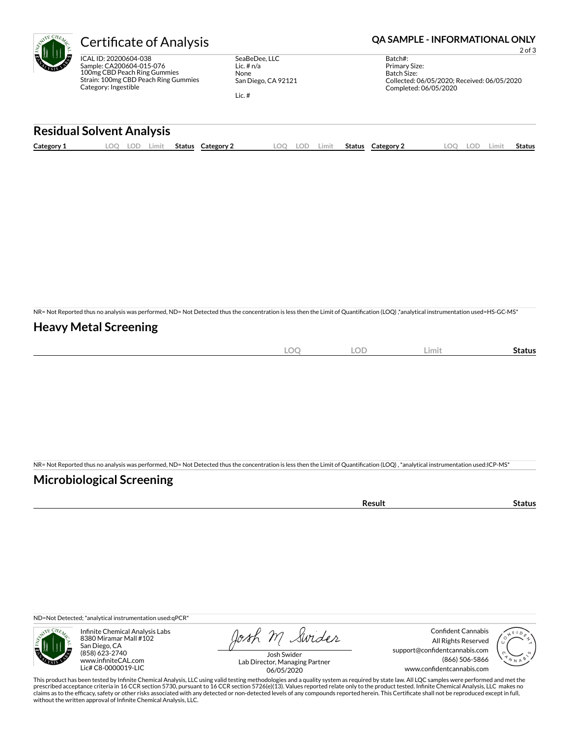# Certificate of Analysis

**QA SAMPLE - INFORMATIONAL ONLY**

ICAL ID: 20200604-038
Sample: CA200604-015-076
100mg CBD Peach Ring Gummies
Strain: 100mg CBD Peach Ring Gummies
Category: Ingestible

SeaBeDee, LLC
Lic. # n/a
None
San Diego, CA 92121

Lic. #

Batch#:
Primary Size:
Batch Size:
Collected: 06/05/2020; Received: 06/05/2020
Completed: 06/05/2020

## Residual Solvent Analysis

| Category 1 | LOQ | LOD | Limit | Status | Category 2 | LOQ | LOD | Limit | Status | Category 2 | LOQ | LOD | Limit | Status |
|---|---|---|---|---|---|---|---|---|---|---|---|---|---|---|

NR= Not Reported thus no analysis was performed, ND= Not Detected thus the concentration is less then the Limit of Quantification (LOQ) ,*analytical instrumentation used=HS-GC-MS*

## Heavy Metal Screening

| | LOQ | LOD | Limit | Status |
|---|---|---|---|---|

NR= Not Reported thus no analysis was performed, ND= Not Detected thus the concentration is less then the Limit of Quantification (LOQ) , *analytical instrumentation used:ICP-MS*

## Microbiological Screening

| | Result | Status |
|---|---|---|

ND=Not Detected; *analytical instrumentation used:qPCR*

Infinite Chemical Analysis Labs
8380 Miramar Mall #102
San Diego, CA
(858) 623-2740
www.infiniteCAL.com
Lic# C8-0000019-LIC

Josh Swider
Lab Director, Managing Partner
06/05/2020

Confident Cannabis
All Rights Reserved
support@confidentcannabis.com
(866) 506-5866
www.confidentcannabis.com

This product has been tested by Infinite Chemical Analysis, LLC using valid testing methodologies and a quality system as required by state law. All LQC samples were performed and met the prescribed acceptance criteria in 16 CCR section 5730, pursuant to 16 CCR section 5726(e)(13). Values reported relate only to the product tested. Infinite Chemical Analysis, LLC makes no claims as to the efficacy, safety or other risks associated with any detected or non-detected levels of any compounds reported herein. This Certificate shall not be reproduced except in full, without the written approval of Infinite Chemical Analysis, LLC.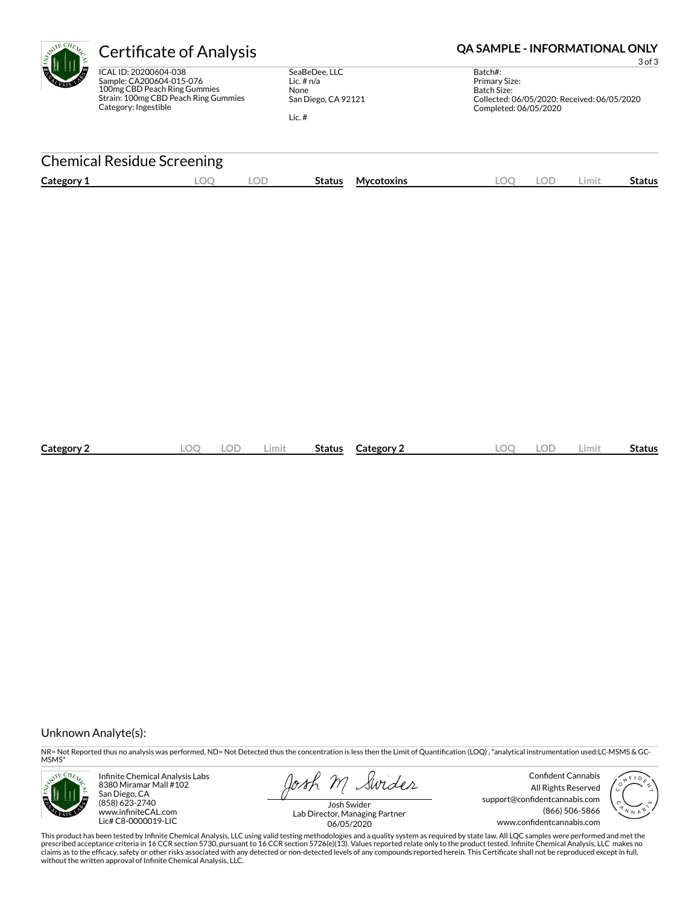# Certificate of Analysis

**QA SAMPLE - INFORMATIONAL ONLY**

ICAL ID: 20200604-038
Sample: CA200604-015-076
100mg CBD Peach Ring Gummies
Strain: 100mg CBD Peach Ring Gummies
Category: Ingestible

SeaBeDee, LLC
Lic. # n/a
None
San Diego, CA 92121

Lic. #

Batch#:
Primary Size:
Batch Size:
Collected: 06/05/2020; Received: 06/05/2020
Completed: 06/05/2020

## Chemical Residue Screening

| Category 1 | LOQ | LOD | Status |
|---|---|---|---|

| Mycotoxins | LOQ | LOD | Limit | Status |
|---|---|---|---|---|

| Category 2 | LOQ | LOD | Limit | Status |
|---|---|---|---|---|

| Category 2 | LOQ | LOD | Limit | Status |
|---|---|---|---|---|

Unknown Analyte(s):

NR= Not Reported thus no analysis was performed, ND= Not Detected thus the concentration is less then the Limit of Quantification (LOQ) , *analytical instrumentation used:LC-MSMS & GC-MSMS*

Infinite Chemical Analysis Labs
8380 Miramar Mall #102
San Diego, CA
(858) 623-2740
www.infiniteCAL.com
Lic# C8-0000019-LIC

Josh Swider
Lab Director, Managing Partner
06/05/2020

Confident Cannabis
All Rights Reserved
support@confidentcannabis.com
(866) 506-5866
www.confidentcannabis.com

This product has been tested by Infinite Chemical Analysis, LLC using valid testing methodologies and a quality system as required by state law. All LQC samples were performed and met the prescribed acceptance criteria in 16 CCR section 5730, pursuant to 16 CCR section 5726(e)(13). Values reported relate only to the product tested. Infinite Chemical Analysis, LLC makes no claims as to the efficacy, safety or other risks associated with any detected or non-detected levels of any compounds reported herein. This Certificate shall not be reproduced except in full, without the written approval of Infinite Chemical Analysis, LLC.